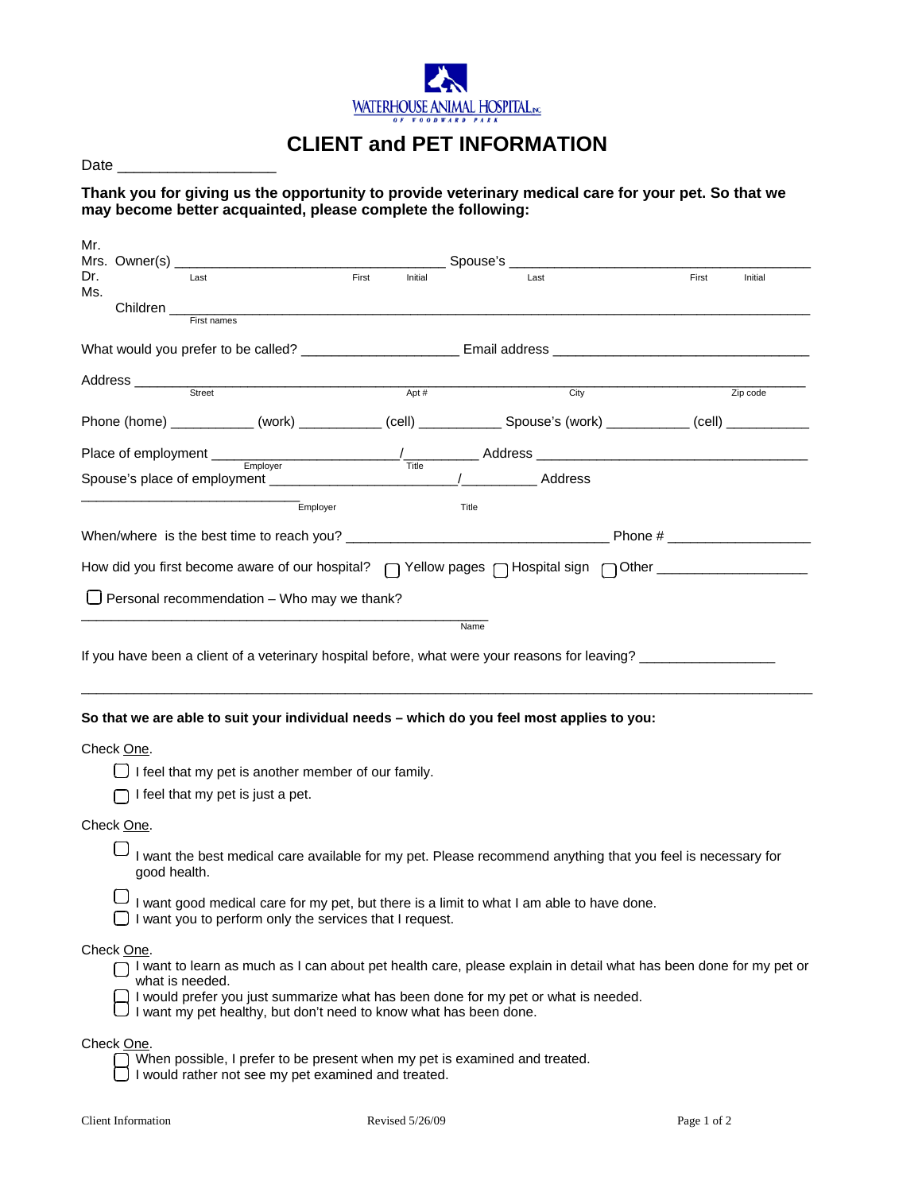WATERHOUSE ANIMAL HOSPITAL INC.
OF WOODWARD PARK

# CLIENT and PET INFORMATION

Date ___________________

**Thank you for giving us the opportunity to provide veterinary medical care for your pet. So that we may become better acquainted, please complete the following:**

Mr.
Mrs. Owner(s) ___________________________________ Spouse's _______________________________________
Dr. (Last First Initial) (Last First Initial)
Ms.

Children _________________________________________________________________________________
(First names)

What would you prefer to be called? ____________________ Email address _________________________________

Address ___________________________________________________________________________________
(Street Apt # City Zip code)

Phone (home) ___________ (work) ___________ (cell) ___________ Spouse's (work) ___________ (cell) ___________

Place of employment ________________________/__________ Address ____________________________________
(Employer Title)

Spouse's place of employment ________________________/__________ Address
______________________________
(Employer Title)

When/where is the best time to reach you? __________________________________ Phone # ___________________

How did you first become aware of our hospital? ☐ Yellow pages ☐ Hospital sign ☐ Other ___________________

☐ Personal recommendation – Who may we thank?
_____________________________________________________
(Name)

If you have been a client of a veterinary hospital before, what were your reasons for leaving? _________________
_____________________________________________________________________________________________

**So that we are able to suit your individual needs – which do you feel most applies to you:**

Check One.

- ☐ I feel that my pet is another member of our family.
- ☐ I feel that my pet is just a pet.

Check One.

- ☐ I want the best medical care available for my pet. Please recommend anything that you feel is necessary for good health.
- ☐ I want good medical care for my pet, but there is a limit to what I am able to have done.
- ☐ I want you to perform only the services that I request.

Check One.

- ☐ I want to learn as much as I can about pet health care, please explain in detail what has been done for my pet or what is needed.
- ☐ I would prefer you just summarize what has been done for my pet or what is needed.
- ☐ I want my pet healthy, but don't need to know what has been done.

Check One.

- ☐ When possible, I prefer to be present when my pet is examined and treated.
- ☐ I would rather not see my pet examined and treated.

Client Information Revised 5/26/09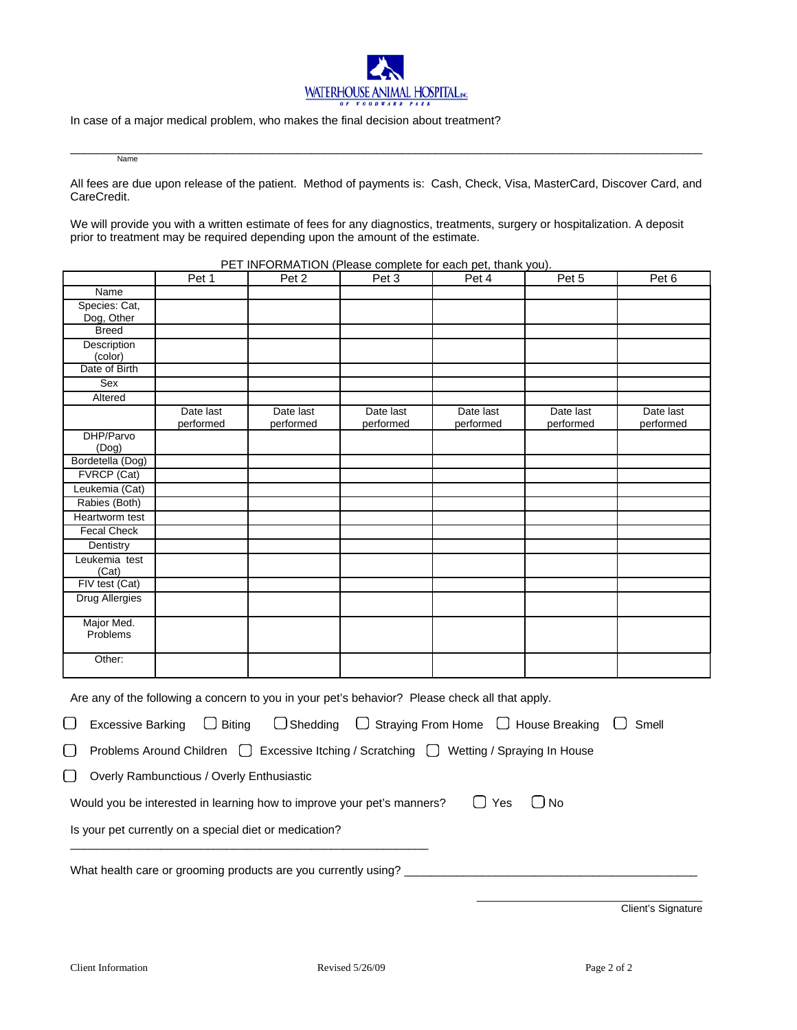WATERHOUSE ANIMAL HOSPITAL INC. OF WOODWARD PARK

In case of a major medical problem, who makes the final decision about treatment?

_______________________________________________
Name

All fees are due upon release of the patient. Method of payments is: Cash, Check, Visa, MasterCard, Discover Card, and CareCredit.

We will provide you with a written estimate of fees for any diagnostics, treatments, surgery or hospitalization. A deposit prior to treatment may be required depending upon the amount of the estimate.

PET INFORMATION (Please complete for each pet, thank you).

| | Pet 1 | Pet 2 | Pet 3 | Pet 4 | Pet 5 | Pet 6 |
|---|---|---|---|---|---|---|
| Name | | | | | | |
| Species: Cat, Dog, Other | | | | | | |
| Breed | | | | | | |
| Description (color) | | | | | | |
| Date of Birth | | | | | | |
| Sex | | | | | | |
| Altered | | | | | | |
| | Date last performed | Date last performed | Date last performed | Date last performed | Date last performed | Date last performed |
| DHP/Parvo (Dog) | | | | | | |
| Bordetella (Dog) | | | | | | |
| FVRCP (Cat) | | | | | | |
| Leukemia (Cat) | | | | | | |
| Rabies (Both) | | | | | | |
| Heartworm test | | | | | | |
| Fecal Check | | | | | | |
| Dentistry | | | | | | |
| Leukemia test (Cat) | | | | | | |
| FIV test (Cat) | | | | | | |
| Drug Allergies | | | | | | |
| Major Med. Problems | | | | | | |
| Other: | | | | | | |

Are any of the following a concern to you in your pet's behavior? Please check all that apply.

- ☐ Excessive Barking ☐ Biting ☐ Shedding ☐ Straying From Home ☐ House Breaking ☐ Smell
- ☐ Problems Around Children ☐ Excessive Itching / Scratching ☐ Wetting / Spraying In House
- ☐ Overly Rambunctious / Overly Enthusiastic

Would you be interested in learning how to improve your pet's manners? ☐ Yes ☐ No

Is your pet currently on a special diet or medication?

_______________________________________________

What health care or grooming products are you currently using? _______________________________________________

_______________________________
Client's Signature

Client Information Revised 5/26/09